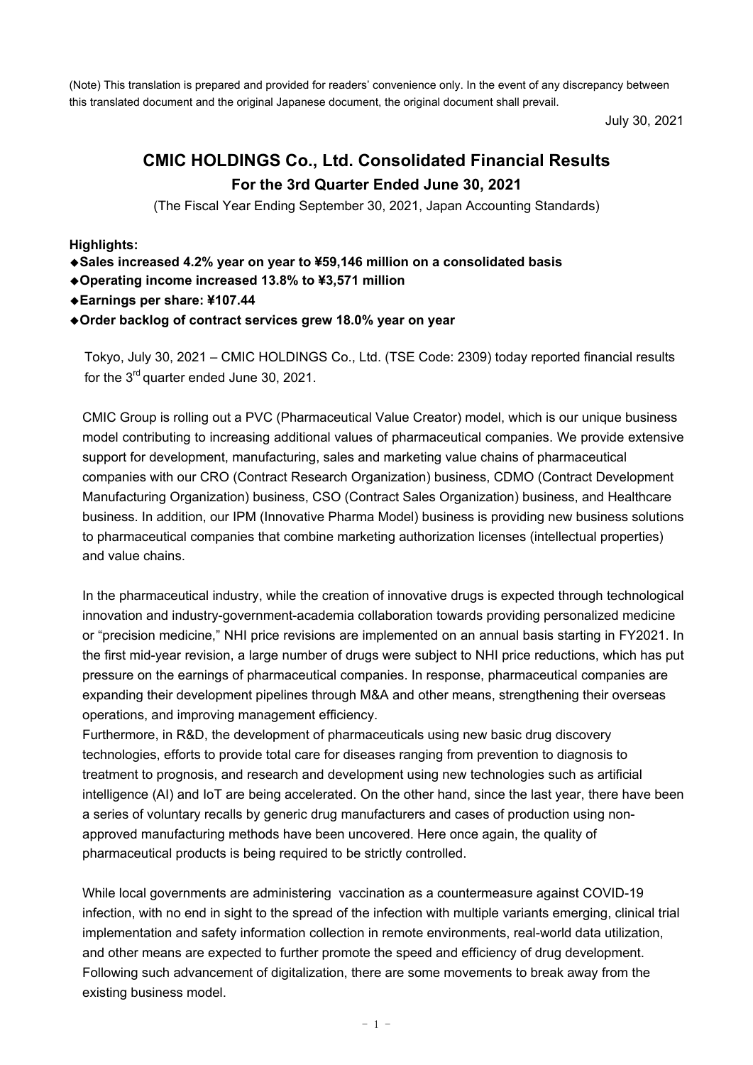(Note) This translation is prepared and provided for readers' convenience only. In the event of any discrepancy between this translated document and the original Japanese document, the original document shall prevail.

July 30, 2021

# CMIC HOLDINGS Co., Ltd. Consolidated Financial Results

## For the 3rd Quarter Ended June 30, 2021

(The Fiscal Year Ending September 30, 2021, Japan Accounting Standards)

**Highlights:**

- **Sales increased 4.2% year on year to ¥59,146 million on a consolidated basis**
- **Operating income increased 13.8% to ¥3,571 million**
- **Earnings per share: ¥107.44**
- **Order backlog of contract services grew 18.0% year on year**

Tokyo, July 30, 2021 – CMIC HOLDINGS Co., Ltd. (TSE Code: 2309) today reported financial results for the 3rd quarter ended June 30, 2021.

CMIC Group is rolling out a PVC (Pharmaceutical Value Creator) model, which is our unique business model contributing to increasing additional values of pharmaceutical companies. We provide extensive support for development, manufacturing, sales and marketing value chains of pharmaceutical companies with our CRO (Contract Research Organization) business, CDMO (Contract Development Manufacturing Organization) business, CSO (Contract Sales Organization) business, and Healthcare business. In addition, our IPM (Innovative Pharma Model) business is providing new business solutions to pharmaceutical companies that combine marketing authorization licenses (intellectual properties) and value chains.

In the pharmaceutical industry, while the creation of innovative drugs is expected through technological innovation and industry-government-academia collaboration towards providing personalized medicine or "precision medicine," NHI price revisions are implemented on an annual basis starting in FY2021. In the first mid-year revision, a large number of drugs were subject to NHI price reductions, which has put pressure on the earnings of pharmaceutical companies. In response, pharmaceutical companies are expanding their development pipelines through M&A and other means, strengthening their overseas operations, and improving management efficiency.

Furthermore, in R&D, the development of pharmaceuticals using new basic drug discovery technologies, efforts to provide total care for diseases ranging from prevention to diagnosis to treatment to prognosis, and research and development using new technologies such as artificial intelligence (AI) and IoT are being accelerated. On the other hand, since the last year, there have been a series of voluntary recalls by generic drug manufacturers and cases of production using non-approved manufacturing methods have been uncovered. Here once again, the quality of pharmaceutical products is being required to be strictly controlled.

While local governments are administering vaccination as a countermeasure against COVID-19 infection, with no end in sight to the spread of the infection with multiple variants emerging, clinical trial implementation and safety information collection in remote environments, real-world data utilization, and other means are expected to further promote the speed and efficiency of drug development. Following such advancement of digitalization, there are some movements to break away from the existing business model.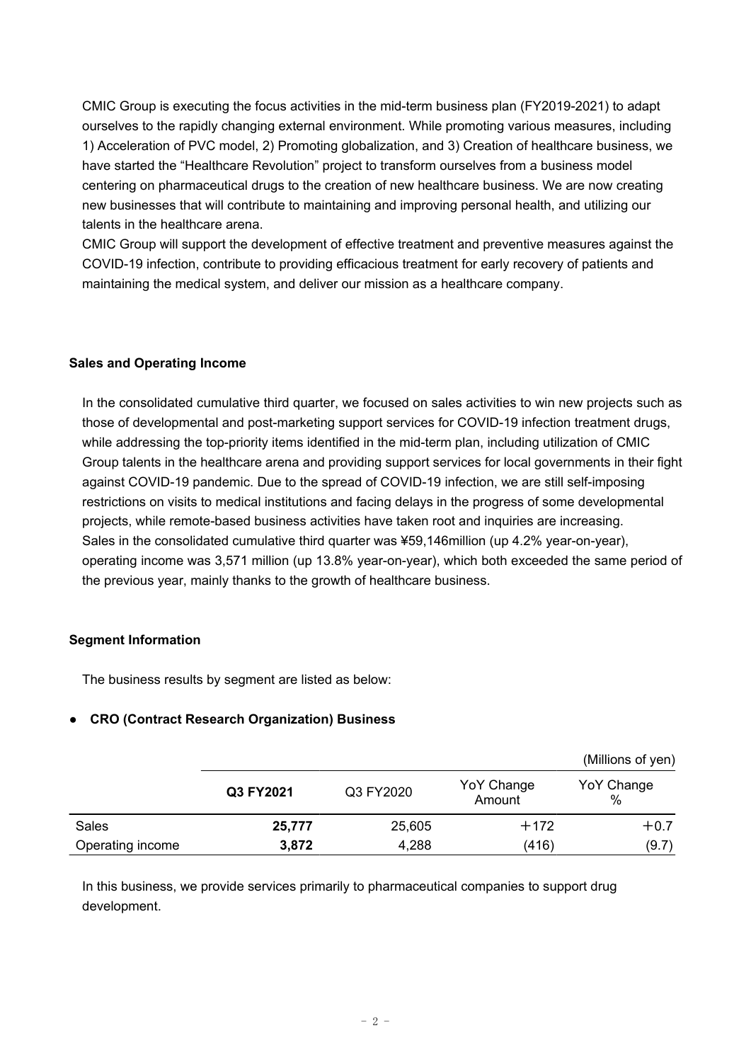CMIC Group is executing the focus activities in the mid-term business plan (FY2019-2021) to adapt ourselves to the rapidly changing external environment. While promoting various measures, including 1) Acceleration of PVC model, 2) Promoting globalization, and 3) Creation of healthcare business, we have started the "Healthcare Revolution" project to transform ourselves from a business model centering on pharmaceutical drugs to the creation of new healthcare business. We are now creating new businesses that will contribute to maintaining and improving personal health, and utilizing our talents in the healthcare arena.

CMIC Group will support the development of effective treatment and preventive measures against the COVID-19 infection, contribute to providing efficacious treatment for early recovery of patients and maintaining the medical system, and deliver our mission as a healthcare company.

**Sales and Operating Income**

In the consolidated cumulative third quarter, we focused on sales activities to win new projects such as those of developmental and post-marketing support services for COVID-19 infection treatment drugs, while addressing the top-priority items identified in the mid-term plan, including utilization of CMIC Group talents in the healthcare arena and providing support services for local governments in their fight against COVID-19 pandemic. Due to the spread of COVID-19 infection, we are still self-imposing restrictions on visits to medical institutions and facing delays in the progress of some developmental projects, while remote-based business activities have taken root and inquiries are increasing.
Sales in the consolidated cumulative third quarter was ¥59,146million (up 4.2% year-on-year), operating income was 3,571 million (up 13.8% year-on-year), which both exceeded the same period of the previous year, mainly thanks to the growth of healthcare business.

**Segment Information**

The business results by segment are listed as below:

- **CRO (Contract Research Organization) Business**

(Millions of yen)

| | **Q3 FY2021** | Q3 FY2020 | YoY Change Amount | YoY Change % |
|---|---|---|---|---|
| Sales | **25,777** | 25,605 | ＋172 | ＋0.7 |
| Operating income | **3,872** | 4,288 | (416) | (9.7) |

In this business, we provide services primarily to pharmaceutical companies to support drug development.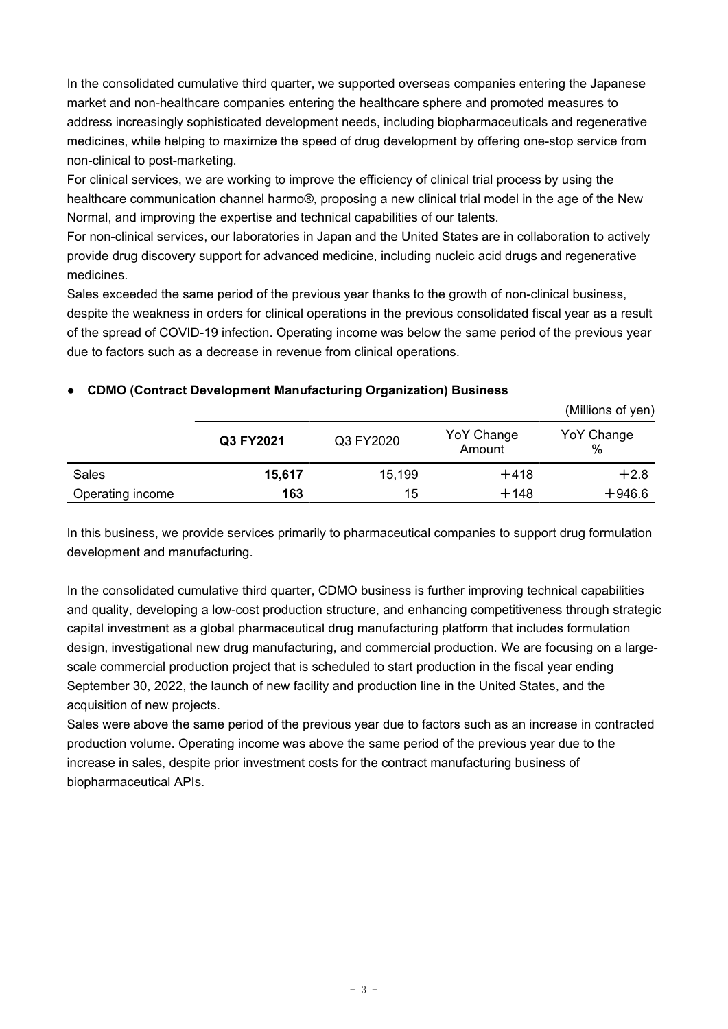In the consolidated cumulative third quarter, we supported overseas companies entering the Japanese market and non-healthcare companies entering the healthcare sphere and promoted measures to address increasingly sophisticated development needs, including biopharmaceuticals and regenerative medicines, while helping to maximize the speed of drug development by offering one-stop service from non-clinical to post-marketing.

For clinical services, we are working to improve the efficiency of clinical trial process by using the healthcare communication channel harmo®, proposing a new clinical trial model in the age of the New Normal, and improving the expertise and technical capabilities of our talents.

For non-clinical services, our laboratories in Japan and the United States are in collaboration to actively provide drug discovery support for advanced medicine, including nucleic acid drugs and regenerative medicines.

Sales exceeded the same period of the previous year thanks to the growth of non-clinical business, despite the weakness in orders for clinical operations in the previous consolidated fiscal year as a result of the spread of COVID-19 infection. Operating income was below the same period of the previous year due to factors such as a decrease in revenue from clinical operations.

- **CDMO (Contract Development Manufacturing Organization) Business**

(Millions of yen)

| | **Q3 FY2021** | Q3 FY2020 | YoY Change Amount | YoY Change % |
|---|---|---|---|---|
| Sales | **15,617** | 15,199 | ＋418 | ＋2.8 |
| Operating income | **163** | 15 | ＋148 | ＋946.6 |

In this business, we provide services primarily to pharmaceutical companies to support drug formulation development and manufacturing.

In the consolidated cumulative third quarter, CDMO business is further improving technical capabilities and quality, developing a low-cost production structure, and enhancing competitiveness through strategic capital investment as a global pharmaceutical drug manufacturing platform that includes formulation design, investigational new drug manufacturing, and commercial production. We are focusing on a large-scale commercial production project that is scheduled to start production in the fiscal year ending September 30, 2022, the launch of new facility and production line in the United States, and the acquisition of new projects.

Sales were above the same period of the previous year due to factors such as an increase in contracted production volume. Operating income was above the same period of the previous year due to the increase in sales, despite prior investment costs for the contract manufacturing business of biopharmaceutical APIs.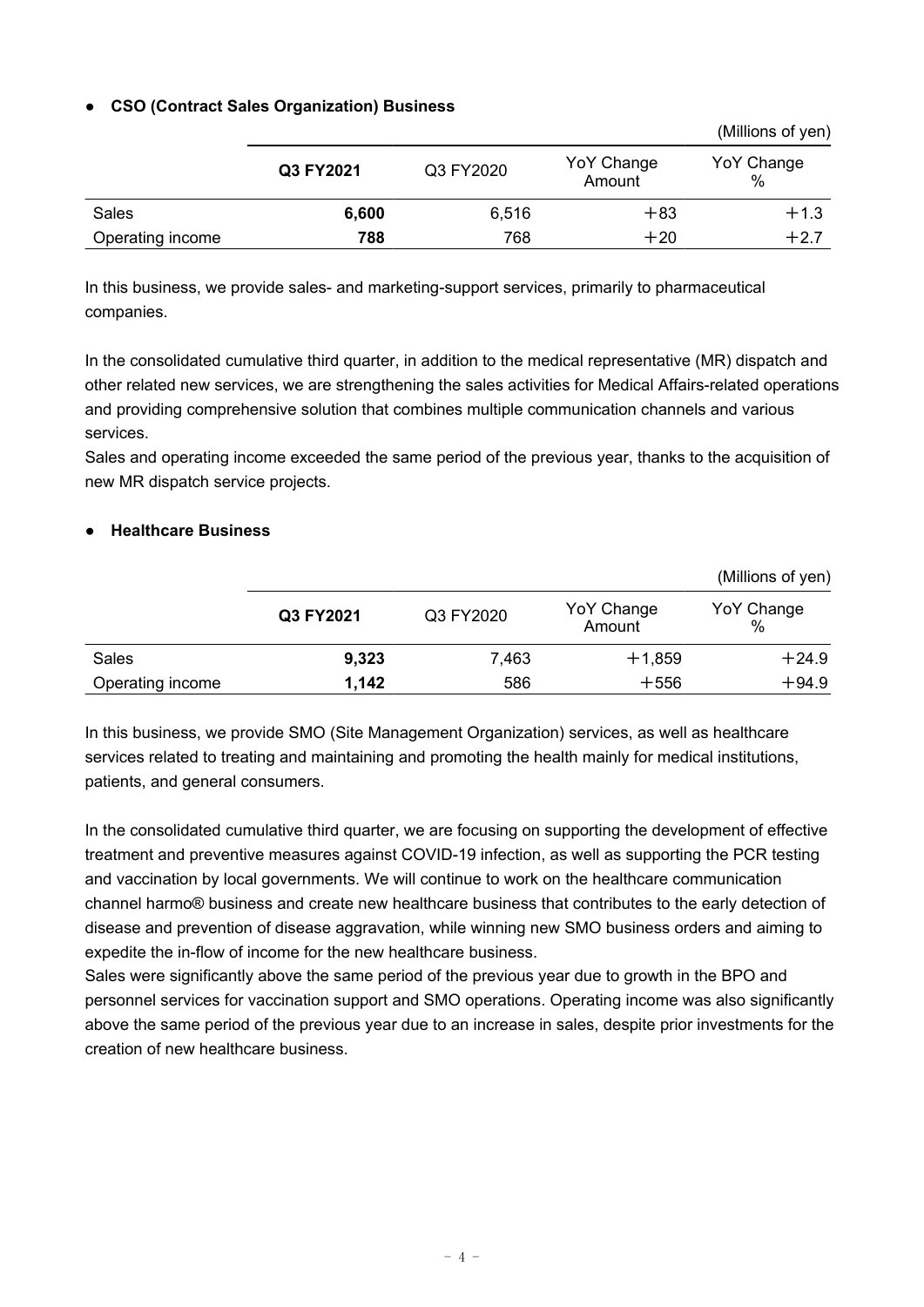● **CSO (Contract Sales Organization) Business**

(Millions of yen)

| | **Q3 FY2021** | Q3 FY2020 | YoY Change Amount | YoY Change % |
|---|---|---|---|---|
| Sales | **6,600** | 6,516 | +83 | +1.3 |
| Operating income | **788** | 768 | +20 | +2.7 |

In this business, we provide sales- and marketing-support services, primarily to pharmaceutical companies.

In the consolidated cumulative third quarter, in addition to the medical representative (MR) dispatch and other related new services, we are strengthening the sales activities for Medical Affairs-related operations and providing comprehensive solution that combines multiple communication channels and various services.
Sales and operating income exceeded the same period of the previous year, thanks to the acquisition of new MR dispatch service projects.

● **Healthcare Business**

(Millions of yen)

| | **Q3 FY2021** | Q3 FY2020 | YoY Change Amount | YoY Change % |
|---|---|---|---|---|
| Sales | **9,323** | 7,463 | +1,859 | +24.9 |
| Operating income | **1,142** | 586 | +556 | +94.9 |

In this business, we provide SMO (Site Management Organization) services, as well as healthcare services related to treating and maintaining and promoting the health mainly for medical institutions, patients, and general consumers.

In the consolidated cumulative third quarter, we are focusing on supporting the development of effective treatment and preventive measures against COVID-19 infection, as well as supporting the PCR testing and vaccination by local governments. We will continue to work on the healthcare communication channel harmo® business and create new healthcare business that contributes to the early detection of disease and prevention of disease aggravation, while winning new SMO business orders and aiming to expedite the in-flow of income for the new healthcare business.
Sales were significantly above the same period of the previous year due to growth in the BPO and personnel services for vaccination support and SMO operations. Operating income was also significantly above the same period of the previous year due to an increase in sales, despite prior investments for the creation of new healthcare business.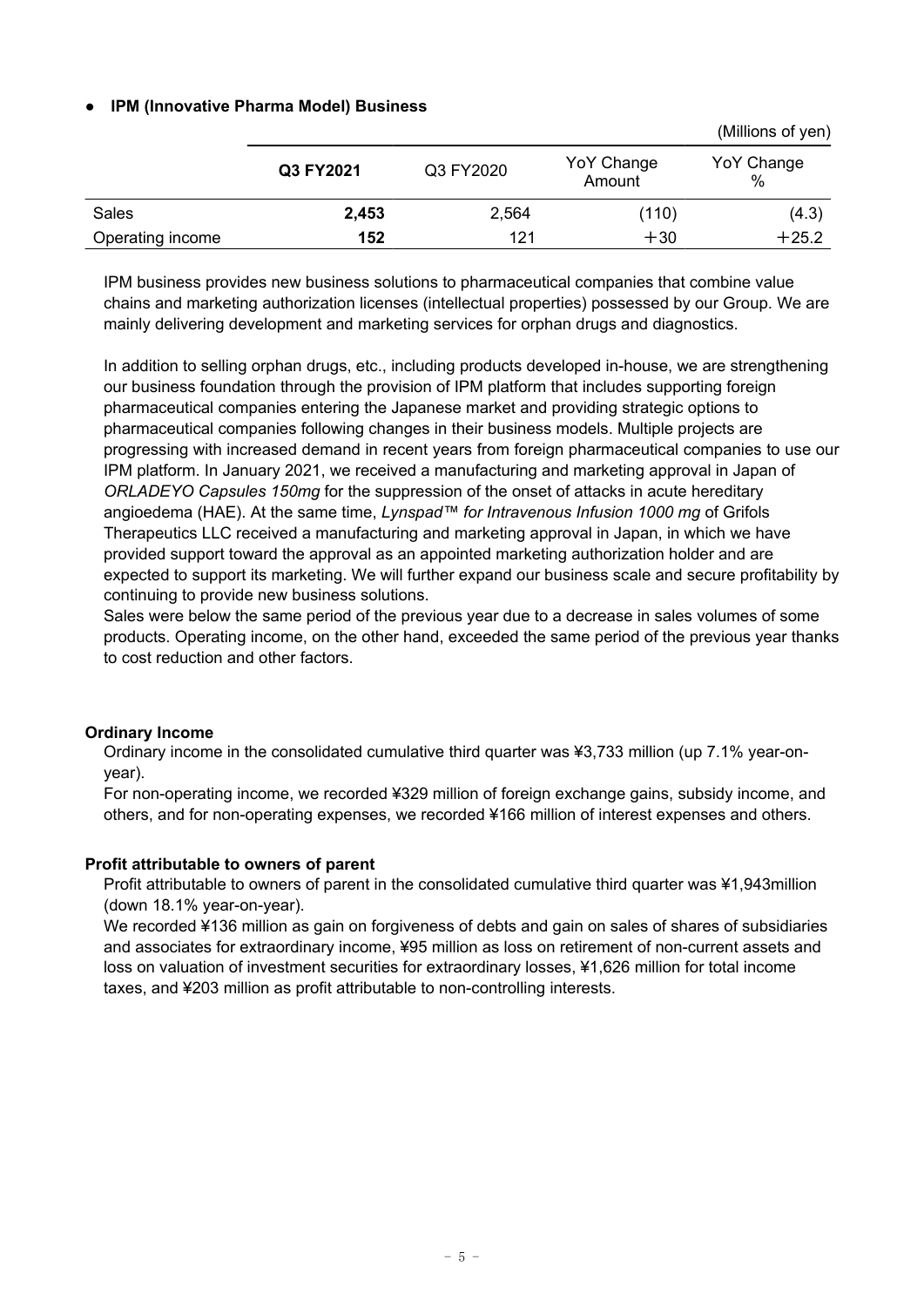- **IPM (Innovative Pharma Model) Business**

(Millions of yen)

| | **Q3 FY2021** | Q3 FY2020 | YoY Change Amount | YoY Change % |
|---|---|---|---|---|
| Sales | **2,453** | 2,564 | (110) | (4.3) |
| Operating income | **152** | 121 | ＋30 | ＋25.2 |

IPM business provides new business solutions to pharmaceutical companies that combine value chains and marketing authorization licenses (intellectual properties) possessed by our Group. We are mainly delivering development and marketing services for orphan drugs and diagnostics.

In addition to selling orphan drugs, etc., including products developed in-house, we are strengthening our business foundation through the provision of IPM platform that includes supporting foreign pharmaceutical companies entering the Japanese market and providing strategic options to pharmaceutical companies following changes in their business models. Multiple projects are progressing with increased demand in recent years from foreign pharmaceutical companies to use our IPM platform. In January 2021, we received a manufacturing and marketing approval in Japan of *ORLADEYO Capsules 150mg* for the suppression of the onset of attacks in acute hereditary angioedema (HAE). At the same time, *Lynspad™ for Intravenous Infusion 1000 mg* of Grifols Therapeutics LLC received a manufacturing and marketing approval in Japan, in which we have provided support toward the approval as an appointed marketing authorization holder and are expected to support its marketing. We will further expand our business scale and secure profitability by continuing to provide new business solutions.
Sales were below the same period of the previous year due to a decrease in sales volumes of some products. Operating income, on the other hand, exceeded the same period of the previous year thanks to cost reduction and other factors.

**Ordinary Income**

Ordinary income in the consolidated cumulative third quarter was ¥3,733 million (up 7.1% year-on-year).
For non-operating income, we recorded ¥329 million of foreign exchange gains, subsidy income, and others, and for non-operating expenses, we recorded ¥166 million of interest expenses and others.

**Profit attributable to owners of parent**

Profit attributable to owners of parent in the consolidated cumulative third quarter was ¥1,943million (down 18.1% year-on-year).
We recorded ¥136 million as gain on forgiveness of debts and gain on sales of shares of subsidiaries and associates for extraordinary income, ¥95 million as loss on retirement of non-current assets and loss on valuation of investment securities for extraordinary losses, ¥1,626 million for total income taxes, and ¥203 million as profit attributable to non-controlling interests.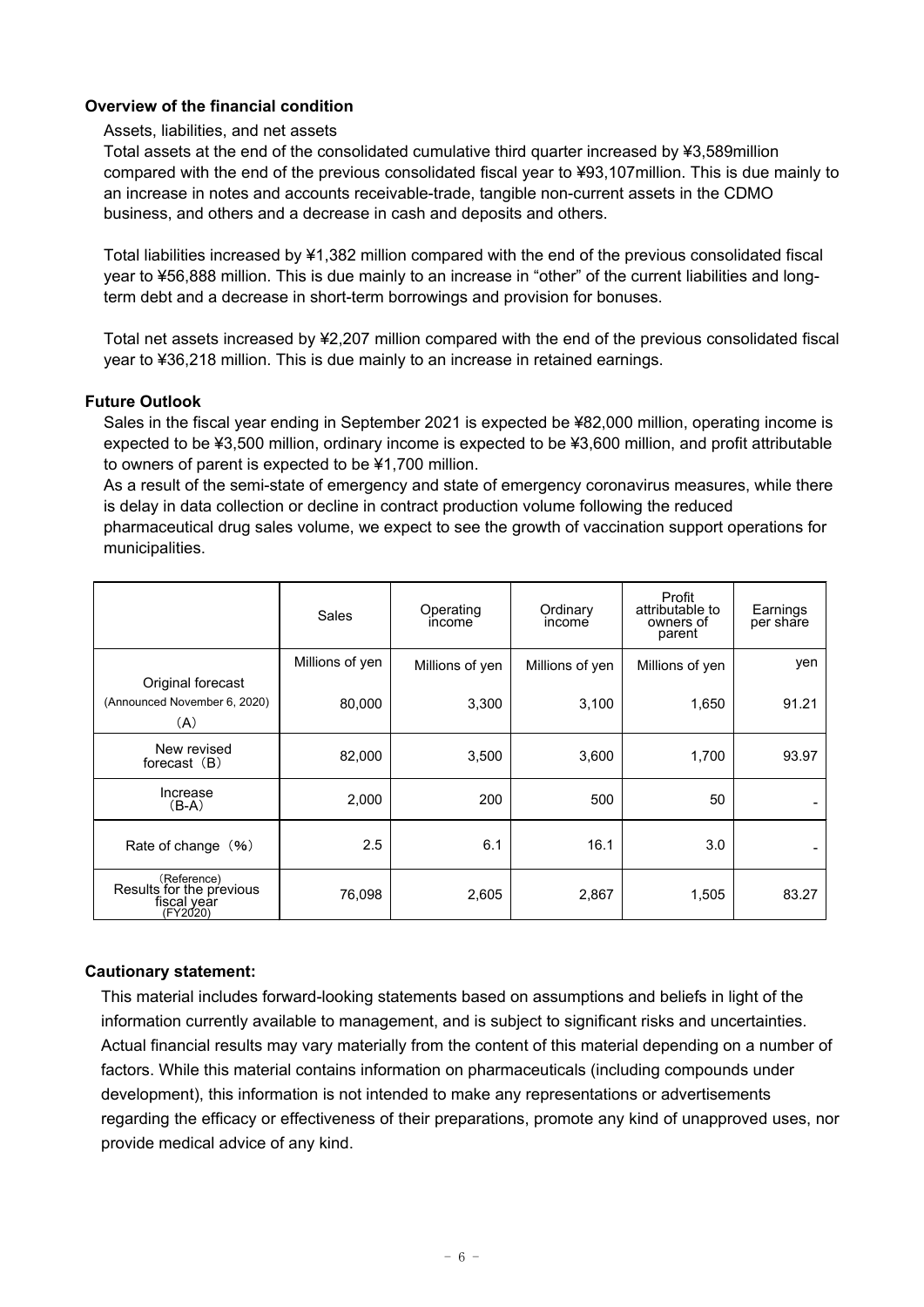**Overview of the financial condition**

Assets, liabilities, and net assets

Total assets at the end of the consolidated cumulative third quarter increased by ¥3,589million compared with the end of the previous consolidated fiscal year to ¥93,107million. This is due mainly to an increase in notes and accounts receivable-trade, tangible non-current assets in the CDMO business, and others and a decrease in cash and deposits and others.

Total liabilities increased by ¥1,382 million compared with the end of the previous consolidated fiscal year to ¥56,888 million. This is due mainly to an increase in “other” of the current liabilities and long-term debt and a decrease in short-term borrowings and provision for bonuses.

Total net assets increased by ¥2,207 million compared with the end of the previous consolidated fiscal year to ¥36,218 million. This is due mainly to an increase in retained earnings.

**Future Outlook**

Sales in the fiscal year ending in September 2021 is expected be ¥82,000 million, operating income is expected to be ¥3,500 million, ordinary income is expected to be ¥3,600 million, and profit attributable to owners of parent is expected to be ¥1,700 million.

As a result of the semi-state of emergency and state of emergency coronavirus measures, while there is delay in data collection or decline in contract production volume following the reduced pharmaceutical drug sales volume, we expect to see the growth of vaccination support operations for municipalities.

| | Sales | Operating income | Ordinary income | Profit attributable to owners of parent | Earnings per share |
|---|---|---|---|---|---|
| | Millions of yen | Millions of yen | Millions of yen | Millions of yen | yen |
| Original forecast (Announced November 6, 2020) （A） | 80,000 | 3,300 | 3,100 | 1,650 | 91.21 |
| New revised forecast（B） | 82,000 | 3,500 | 3,600 | 1,700 | 93.97 |
| Increase （B-A） | 2,000 | 200 | 500 | 50 | - |
| Rate of change（%） | 2.5 | 6.1 | 16.1 | 3.0 | - |
| （Reference） Results for the previous fiscal year (FY2020) | 76,098 | 2,605 | 2,867 | 1,505 | 83.27 |

**Cautionary statement:**

This material includes forward-looking statements based on assumptions and beliefs in light of the information currently available to management, and is subject to significant risks and uncertainties. Actual financial results may vary materially from the content of this material depending on a number of factors. While this material contains information on pharmaceuticals (including compounds under development), this information is not intended to make any representations or advertisements regarding the efficacy or effectiveness of their preparations, promote any kind of unapproved uses, nor provide medical advice of any kind.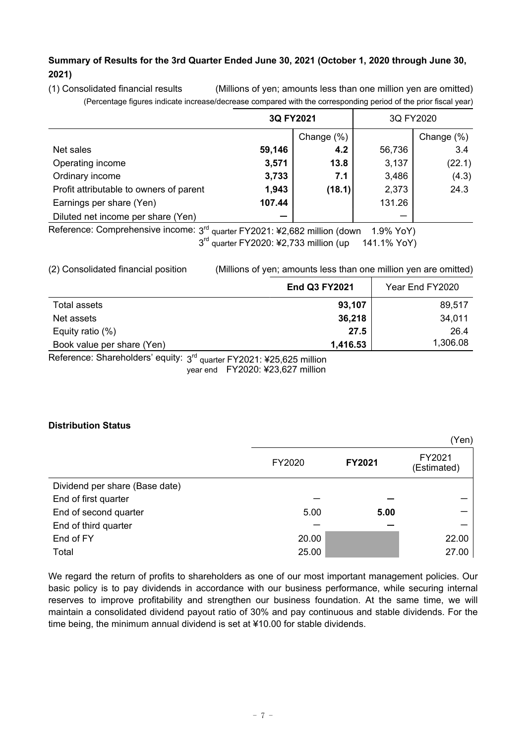## Summary of Results for the 3rd Quarter Ended June 30, 2021 (October 1, 2020 through June 30, 2021)

(1) Consolidated financial results (Millions of yen; amounts less than one million yen are omitted)

(Percentage figures indicate increase/decrease compared with the corresponding period of the prior fiscal year)

| | **3Q FY2021** | | 3Q FY2020 | |
|---|---|---|---|---|
| | | Change (%) | | Change (%) |
| Net sales | **59,146** | **4.2** | 56,736 | 3.4 |
| Operating income | **3,571** | **13.8** | 3,137 | (22.1) |
| Ordinary income | **3,733** | **7.1** | 3,486 | (4.3) |
| Profit attributable to owners of parent | **1,943** | **(18.1)** | 2,373 | 24.3 |
| Earnings per share (Yen) | **107.44** | | 131.26 | |
| Diluted net income per share (Yen) | **—** | | — | |

Reference: Comprehensive income: 3rd quarter FY2021: ¥2,682 million (down 1.9% YoY)
3rd quarter FY2020: ¥2,733 million (up 141.1% YoY)

(2) Consolidated financial position (Millions of yen; amounts less than one million yen are omitted)

| | **End Q3 FY2021** | Year End FY2020 |
|---|---|---|
| Total assets | **93,107** | 89,517 |
| Net assets | **36,218** | 34,011 |
| Equity ratio (%) | **27.5** | 26.4 |
| Book value per share (Yen) | **1,416.53** | 1,306.08 |

Reference: Shareholders' equity: 3rd quarter FY2021: ¥25,625 million
year end FY2020: ¥23,627 million

### Distribution Status

(Yen)

| | FY2020 | **FY2021** | FY2021 (Estimated) |
|---|---|---|---|
| Dividend per share (Base date) | | | |
| End of first quarter | — | **—** | — |
| End of second quarter | 5.00 | **5.00** | — |
| End of third quarter | — | **—** | — |
| End of FY | 20.00 | | 22.00 |
| Total | 25.00 | | 27.00 |

We regard the return of profits to shareholders as one of our most important management policies. Our basic policy is to pay dividends in accordance with our business performance, while securing internal reserves to improve profitability and strengthen our business foundation. At the same time, we will maintain a consolidated dividend payout ratio of 30% and pay continuous and stable dividends. For the time being, the minimum annual dividend is set at ¥10.00 for stable dividends.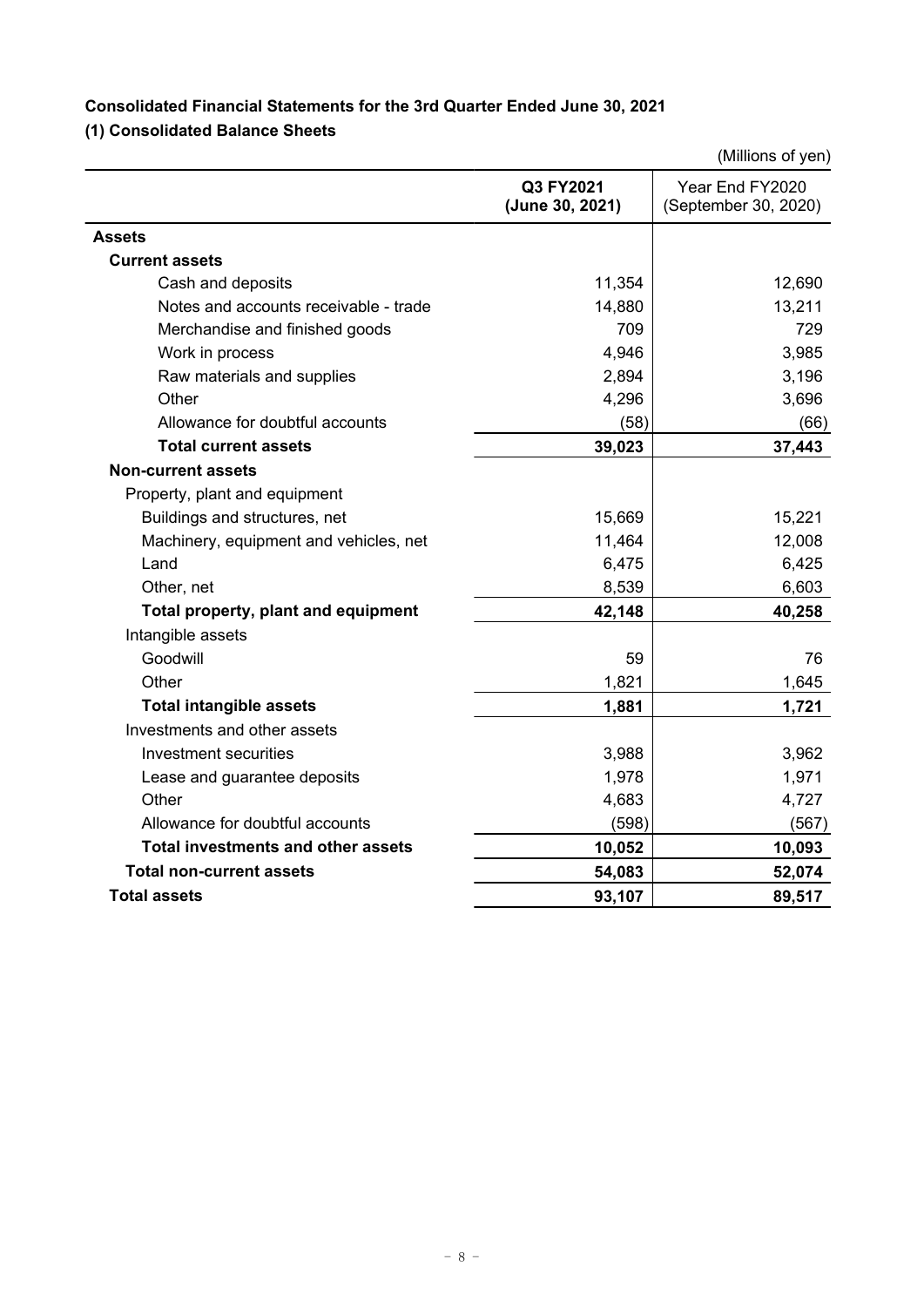## Consolidated Financial Statements for the 3rd Quarter Ended June 30, 2021

### (1) Consolidated Balance Sheets

(Millions of yen)

| | Q3 FY2021 (June 30, 2021) | Year End FY2020 (September 30, 2020) |
|---|---|---|
| **Assets** | | |
| **Current assets** | | |
| Cash and deposits | 11,354 | 12,690 |
| Notes and accounts receivable - trade | 14,880 | 13,211 |
| Merchandise and finished goods | 709 | 729 |
| Work in process | 4,946 | 3,985 |
| Raw materials and supplies | 2,894 | 3,196 |
| Other | 4,296 | 3,696 |
| Allowance for doubtful accounts | (58) | (66) |
| **Total current assets** | **39,023** | **37,443** |
| **Non-current assets** | | |
| Property, plant and equipment | | |
| Buildings and structures, net | 15,669 | 15,221 |
| Machinery, equipment and vehicles, net | 11,464 | 12,008 |
| Land | 6,475 | 6,425 |
| Other, net | 8,539 | 6,603 |
| **Total property, plant and equipment** | **42,148** | **40,258** |
| Intangible assets | | |
| Goodwill | 59 | 76 |
| Other | 1,821 | 1,645 |
| **Total intangible assets** | **1,881** | **1,721** |
| Investments and other assets | | |
| Investment securities | 3,988 | 3,962 |
| Lease and guarantee deposits | 1,978 | 1,971 |
| Other | 4,683 | 4,727 |
| Allowance for doubtful accounts | (598) | (567) |
| **Total investments and other assets** | **10,052** | **10,093** |
| **Total non-current assets** | **54,083** | **52,074** |
| **Total assets** | **93,107** | **89,517** |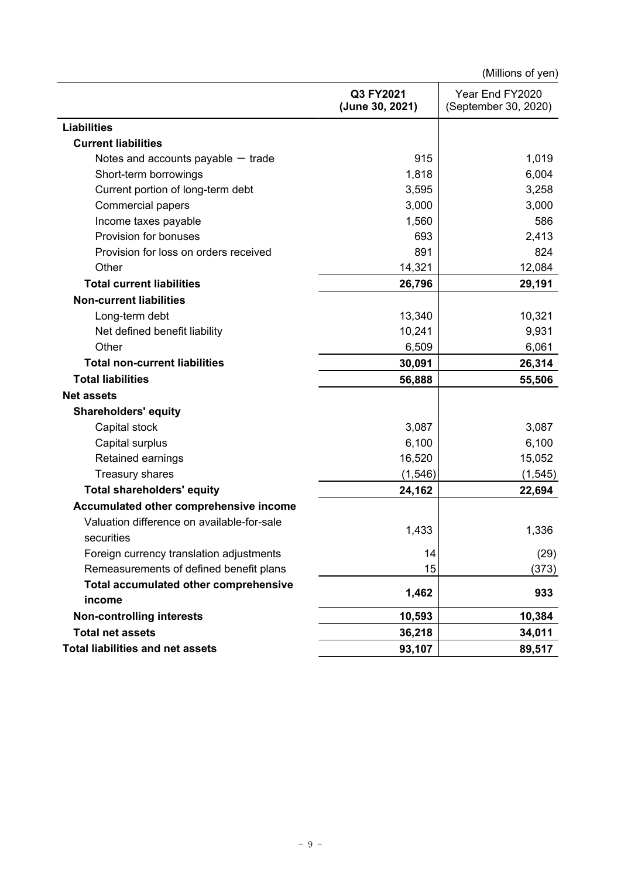(Millions of yen)

| | Q3 FY2021 (June 30, 2021) | Year End FY2020 (September 30, 2020) |
|---|---|---|
| **Liabilities** | | |
| **Current liabilities** | | |
| Notes and accounts payable － trade | 915 | 1,019 |
| Short-term borrowings | 1,818 | 6,004 |
| Current portion of long-term debt | 3,595 | 3,258 |
| Commercial papers | 3,000 | 3,000 |
| Income taxes payable | 1,560 | 586 |
| Provision for bonuses | 693 | 2,413 |
| Provision for loss on orders received | 891 | 824 |
| Other | 14,321 | 12,084 |
| **Total current liabilities** | **26,796** | **29,191** |
| **Non-current liabilities** | | |
| Long-term debt | 13,340 | 10,321 |
| Net defined benefit liability | 10,241 | 9,931 |
| Other | 6,509 | 6,061 |
| **Total non-current liabilities** | **30,091** | **26,314** |
| **Total liabilities** | **56,888** | **55,506** |
| **Net assets** | | |
| **Shareholders' equity** | | |
| Capital stock | 3,087 | 3,087 |
| Capital surplus | 6,100 | 6,100 |
| Retained earnings | 16,520 | 15,052 |
| Treasury shares | (1,546) | (1,545) |
| **Total shareholders' equity** | **24,162** | **22,694** |
| **Accumulated other comprehensive income** | | |
| Valuation difference on available-for-sale securities | 1,433 | 1,336 |
| Foreign currency translation adjustments | 14 | (29) |
| Remeasurements of defined benefit plans | 15 | (373) |
| **Total accumulated other comprehensive income** | **1,462** | **933** |
| **Non-controlling interests** | **10,593** | **10,384** |
| **Total net assets** | **36,218** | **34,011** |
| **Total liabilities and net assets** | **93,107** | **89,517** |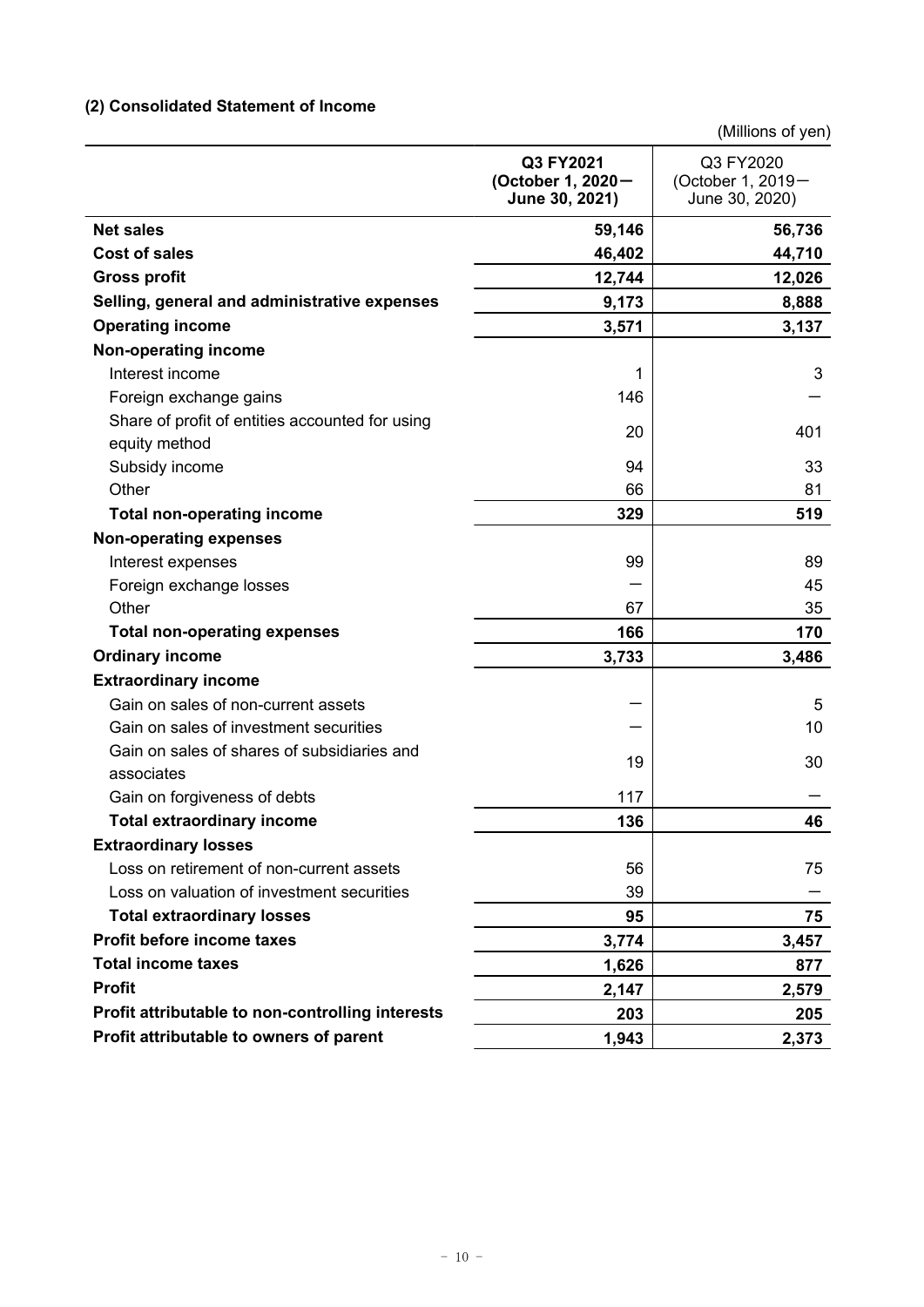### (2) Consolidated Statement of Income

(Millions of yen)

| | Q3 FY2021 (October 1, 2020－June 30, 2021) | Q3 FY2020 (October 1, 2019－June 30, 2020) |
|---|---|---|
| **Net sales** | **59,146** | **56,736** |
| **Cost of sales** | **46,402** | **44,710** |
| **Gross profit** | **12,744** | **12,026** |
| **Selling, general and administrative expenses** | **9,173** | **8,888** |
| **Operating income** | **3,571** | **3,137** |
| **Non-operating income** | | |
| Interest income | 1 | 3 |
| Foreign exchange gains | 146 | ― |
| Share of profit of entities accounted for using equity method | 20 | 401 |
| Subsidy income | 94 | 33 |
| Other | 66 | 81 |
| **Total non-operating income** | **329** | **519** |
| **Non-operating expenses** | | |
| Interest expenses | 99 | 89 |
| Foreign exchange losses | ― | 45 |
| Other | 67 | 35 |
| **Total non-operating expenses** | **166** | **170** |
| **Ordinary income** | **3,733** | **3,486** |
| **Extraordinary income** | | |
| Gain on sales of non-current assets | ― | 5 |
| Gain on sales of investment securities | ― | 10 |
| Gain on sales of shares of subsidiaries and associates | 19 | 30 |
| Gain on forgiveness of debts | 117 | ― |
| **Total extraordinary income** | **136** | **46** |
| **Extraordinary losses** | | |
| Loss on retirement of non-current assets | 56 | 75 |
| Loss on valuation of investment securities | 39 | ― |
| **Total extraordinary losses** | **95** | **75** |
| **Profit before income taxes** | **3,774** | **3,457** |
| **Total income taxes** | **1,626** | **877** |
| **Profit** | **2,147** | **2,579** |
| **Profit attributable to non-controlling interests** | **203** | **205** |
| **Profit attributable to owners of parent** | **1,943** | **2,373** |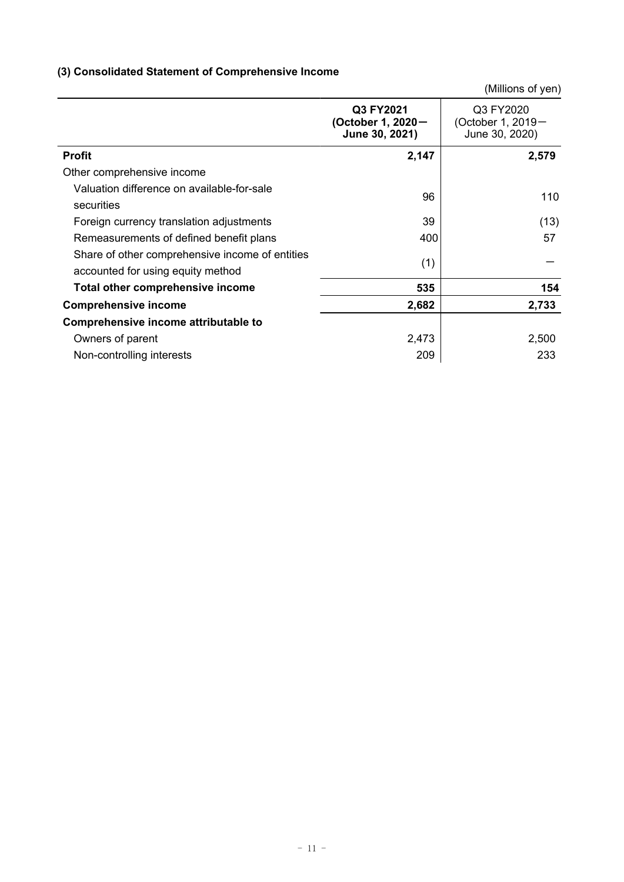### (3) Consolidated Statement of Comprehensive Income

(Millions of yen)

| | Q3 FY2021 (October 1, 2020－June 30, 2021) | Q3 FY2020 (October 1, 2019－June 30, 2020) |
|---|---|---|
| **Profit** | **2,147** | **2,579** |
| Other comprehensive income | | |
| Valuation difference on available-for-sale securities | 96 | 110 |
| Foreign currency translation adjustments | 39 | (13) |
| Remeasurements of defined benefit plans | 400 | 57 |
| Share of other comprehensive income of entities accounted for using equity method | (1) | － |
| **Total other comprehensive income** | **535** | **154** |
| **Comprehensive income** | **2,682** | **2,733** |
| **Comprehensive income attributable to** | | |
| Owners of parent | 2,473 | 2,500 |
| Non-controlling interests | 209 | 233 |